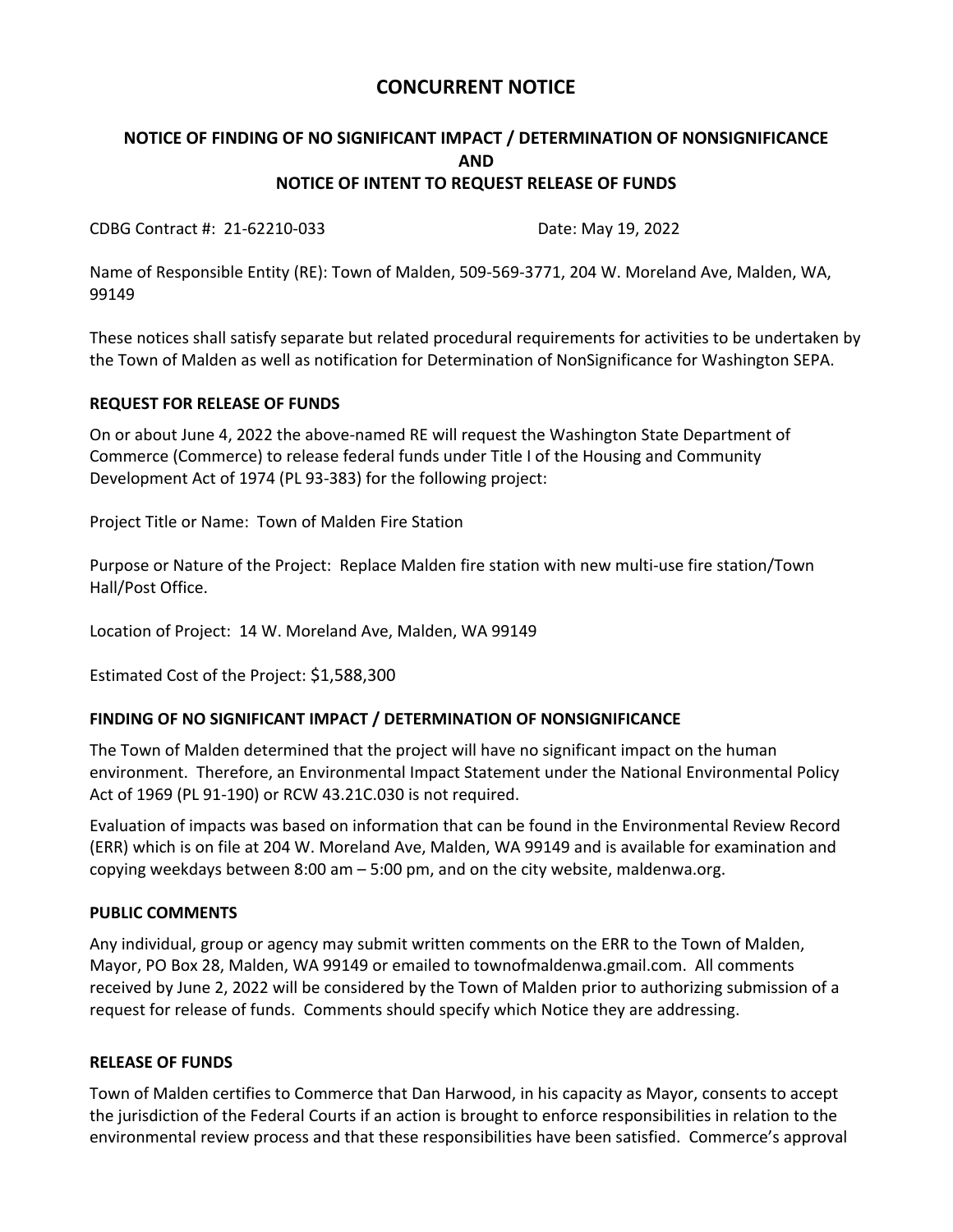# CONCURRENT NOTICE

## NOTICE OF FINDING OF NO SIGNIFICANT IMPACT / DETERMINATION OF NONSIGNIFICANCE AND NOTICE OF INTENT TO REQUEST RELEASE OF FUNDS

CDBG Contract #: 21-62210-033 Date: May 19, 2022

Name of Responsible Entity (RE): Town of Malden, 509-569-3771, 204 W. Moreland Ave, Malden, WA, 99149

These notices shall satisfy separate but related procedural requirements for activities to be undertaken by the Town of Malden as well as notification for Determination of NonSignificance for Washington SEPA.

### REQUEST FOR RELEASE OF FUNDS

On or about June 4, 2022 the above-named RE will request the Washington State Department of Commerce (Commerce) to release federal funds under Title I of the Housing and Community Development Act of 1974 (PL 93-383) for the following project:

Project Title or Name: Town of Malden Fire Station

Purpose or Nature of the Project: Replace Malden fire station with new multi-use fire station/Town Hall/Post Office.

Location of Project: 14 W. Moreland Ave, Malden, WA 99149

Estimated Cost of the Project: $1,588,300

### FINDING OF NO SIGNIFICANT IMPACT / DETERMINATION OF NONSIGNIFICANCE

The Town of Malden determined that the project will have no significant impact on the human environment. Therefore, an Environmental Impact Statement under the National Environmental Policy Act of 1969 (PL 91-190) or RCW 43.21C.030 is not required.

Evaluation of impacts was based on information that can be found in the Environmental Review Record (ERR) which is on file at 204 W. Moreland Ave, Malden, WA 99149 and is available for examination and copying weekdays between 8:00 am – 5:00 pm, and on the city website, maldenwa.org.

### PUBLIC COMMENTS

Any individual, group or agency may submit written comments on the ERR to the Town of Malden, Mayor, PO Box 28, Malden, WA 99149 or emailed to townofmaldenwa.gmail.com. All comments received by June 2, 2022 will be considered by the Town of Malden prior to authorizing submission of a request for release of funds. Comments should specify which Notice they are addressing.

### RELEASE OF FUNDS

Town of Malden certifies to Commerce that Dan Harwood, in his capacity as Mayor, consents to accept the jurisdiction of the Federal Courts if an action is brought to enforce responsibilities in relation to the environmental review process and that these responsibilities have been satisfied. Commerce's approval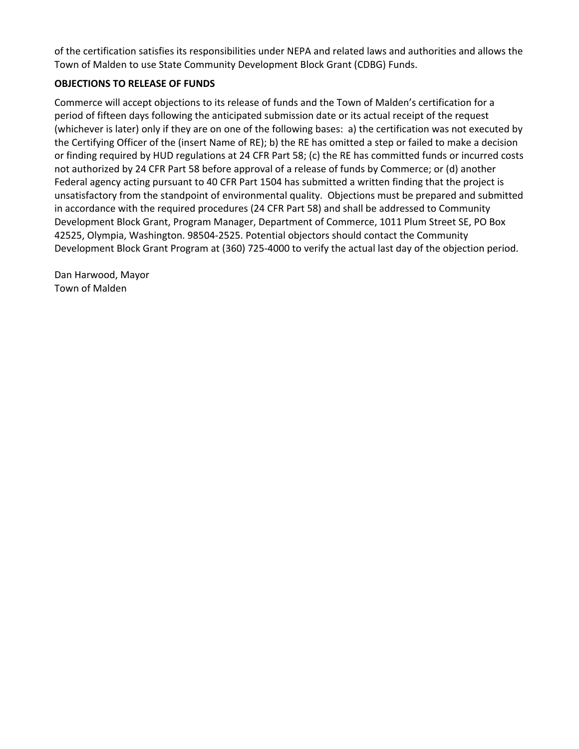of the certification satisfies its responsibilities under NEPA and related laws and authorities and allows the Town of Malden to use State Community Development Block Grant (CDBG) Funds.

**OBJECTIONS TO RELEASE OF FUNDS**

Commerce will accept objections to its release of funds and the Town of Malden's certification for a period of fifteen days following the anticipated submission date or its actual receipt of the request (whichever is later) only if they are on one of the following bases: a) the certification was not executed by the Certifying Officer of the (insert Name of RE); b) the RE has omitted a step or failed to make a decision or finding required by HUD regulations at 24 CFR Part 58; (c) the RE has committed funds or incurred costs not authorized by 24 CFR Part 58 before approval of a release of funds by Commerce; or (d) another Federal agency acting pursuant to 40 CFR Part 1504 has submitted a written finding that the project is unsatisfactory from the standpoint of environmental quality. Objections must be prepared and submitted in accordance with the required procedures (24 CFR Part 58) and shall be addressed to Community Development Block Grant, Program Manager, Department of Commerce, 1011 Plum Street SE, PO Box 42525, Olympia, Washington. 98504-2525. Potential objectors should contact the Community Development Block Grant Program at (360) 725-4000 to verify the actual last day of the objection period.

Dan Harwood, Mayor
Town of Malden